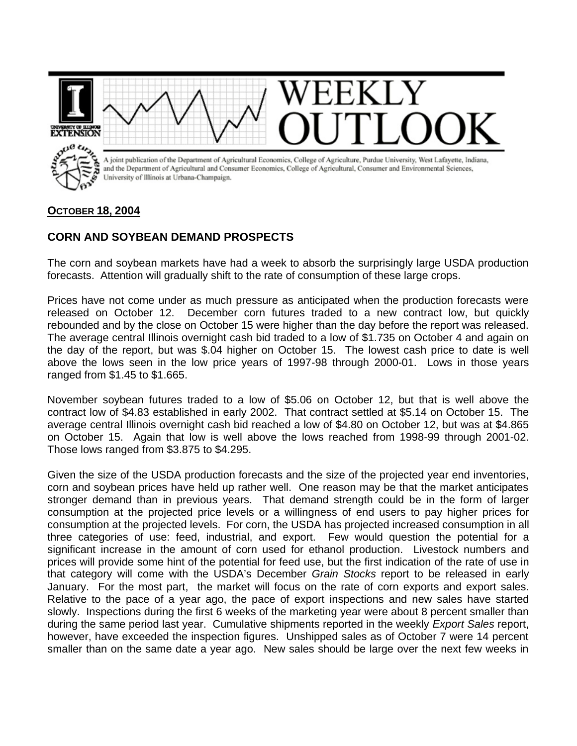# WEEKLY OUTLOOK

A joint publication of the Department of Agricultural Economics, College of Agriculture, Purdue University, West Lafayette, Indiana, and the Department of Agricultural and Consumer Economics, College of Agricultural, Consumer and Environmental Sciences, University of Illinois at Urbana-Champaign.

**OCTOBER 18, 2004**

## CORN AND SOYBEAN DEMAND PROSPECTS

The corn and soybean markets have had a week to absorb the surprisingly large USDA production forecasts. Attention will gradually shift to the rate of consumption of these large crops.

Prices have not come under as much pressure as anticipated when the production forecasts were released on October 12. December corn futures traded to a new contract low, but quickly rebounded and by the close on October 15 were higher than the day before the report was released. The average central Illinois overnight cash bid traded to a low of $1.735 on October 4 and again on the day of the report, but was $.04 higher on October 15. The lowest cash price to date is well above the lows seen in the low price years of 1997-98 through 2000-01. Lows in those years ranged from $1.45 to $1.665.

November soybean futures traded to a low of $5.06 on October 12, but that is well above the contract low of $4.83 established in early 2002. That contract settled at $5.14 on October 15. The average central Illinois overnight cash bid reached a low of $4.80 on October 12, but was at $4.865 on October 15. Again that low is well above the lows reached from 1998-99 through 2001-02. Those lows ranged from $3.875 to $4.295.

Given the size of the USDA production forecasts and the size of the projected year end inventories, corn and soybean prices have held up rather well. One reason may be that the market anticipates stronger demand than in previous years. That demand strength could be in the form of larger consumption at the projected price levels or a willingness of end users to pay higher prices for consumption at the projected levels. For corn, the USDA has projected increased consumption in all three categories of use: feed, industrial, and export. Few would question the potential for a significant increase in the amount of corn used for ethanol production. Livestock numbers and prices will provide some hint of the potential for feed use, but the first indication of the rate of use in that category will come with the USDA's December *Grain Stocks* report to be released in early January. For the most part, the market will focus on the rate of corn exports and export sales. Relative to the pace of a year ago, the pace of export inspections and new sales have started slowly. Inspections during the first 6 weeks of the marketing year were about 8 percent smaller than during the same period last year. Cumulative shipments reported in the weekly *Export Sales* report, however, have exceeded the inspection figures. Unshipped sales as of October 7 were 14 percent smaller than on the same date a year ago. New sales should be large over the next few weeks in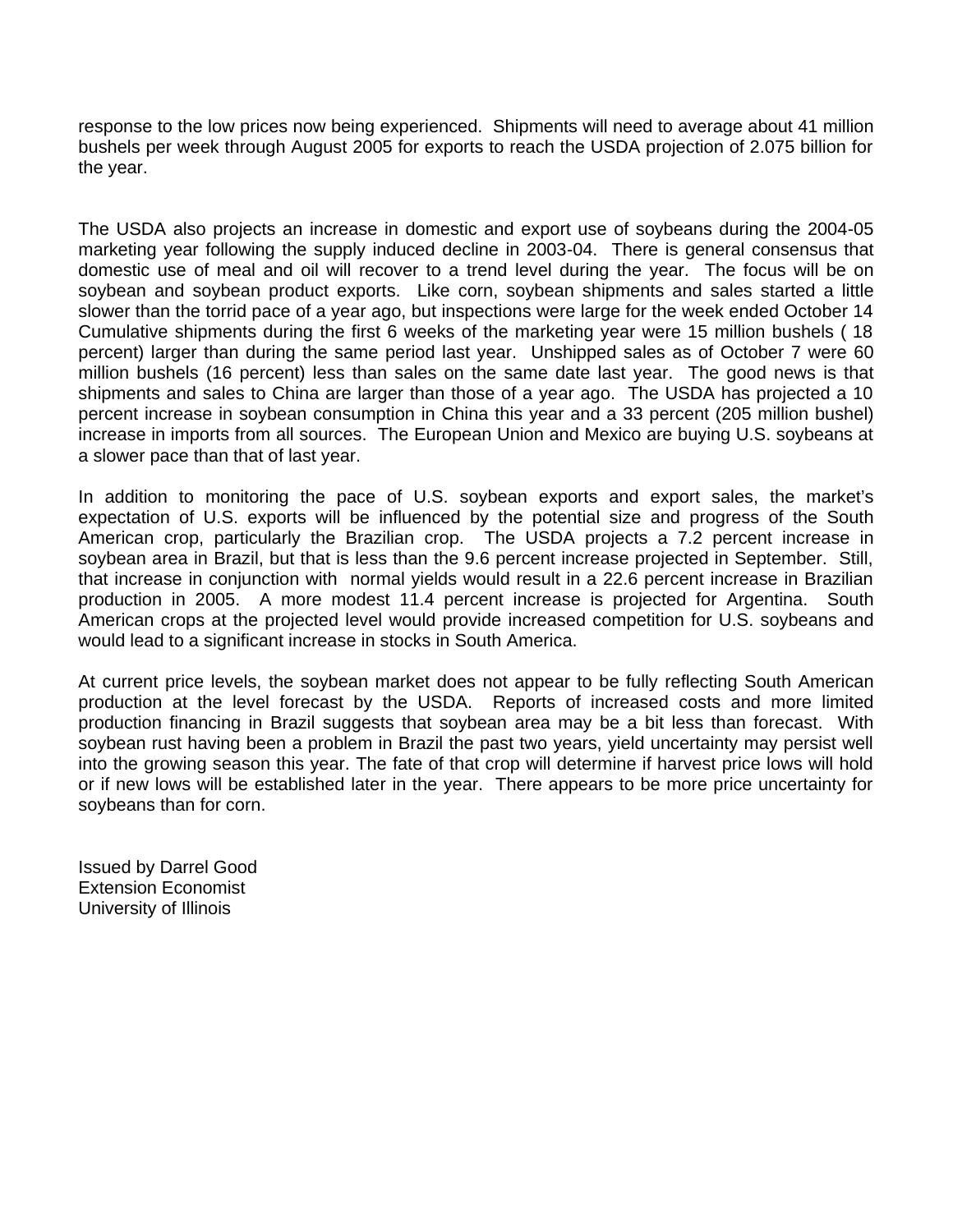response to the low prices now being experienced. Shipments will need to average about 41 million bushels per week through August 2005 for exports to reach the USDA projection of 2.075 billion for the year.

The USDA also projects an increase in domestic and export use of soybeans during the 2004-05 marketing year following the supply induced decline in 2003-04. There is general consensus that domestic use of meal and oil will recover to a trend level during the year. The focus will be on soybean and soybean product exports. Like corn, soybean shipments and sales started a little slower than the torrid pace of a year ago, but inspections were large for the week ended October 14 Cumulative shipments during the first 6 weeks of the marketing year were 15 million bushels ( 18 percent) larger than during the same period last year. Unshipped sales as of October 7 were 60 million bushels (16 percent) less than sales on the same date last year. The good news is that shipments and sales to China are larger than those of a year ago. The USDA has projected a 10 percent increase in soybean consumption in China this year and a 33 percent (205 million bushel) increase in imports from all sources. The European Union and Mexico are buying U.S. soybeans at a slower pace than that of last year.

In addition to monitoring the pace of U.S. soybean exports and export sales, the market's expectation of U.S. exports will be influenced by the potential size and progress of the South American crop, particularly the Brazilian crop. The USDA projects a 7.2 percent increase in soybean area in Brazil, but that is less than the 9.6 percent increase projected in September. Still, that increase in conjunction with normal yields would result in a 22.6 percent increase in Brazilian production in 2005. A more modest 11.4 percent increase is projected for Argentina. South American crops at the projected level would provide increased competition for U.S. soybeans and would lead to a significant increase in stocks in South America.

At current price levels, the soybean market does not appear to be fully reflecting South American production at the level forecast by the USDA. Reports of increased costs and more limited production financing in Brazil suggests that soybean area may be a bit less than forecast. With soybean rust having been a problem in Brazil the past two years, yield uncertainty may persist well into the growing season this year. The fate of that crop will determine if harvest price lows will hold or if new lows will be established later in the year. There appears to be more price uncertainty for soybeans than for corn.

Issued by Darrel Good
Extension Economist
University of Illinois